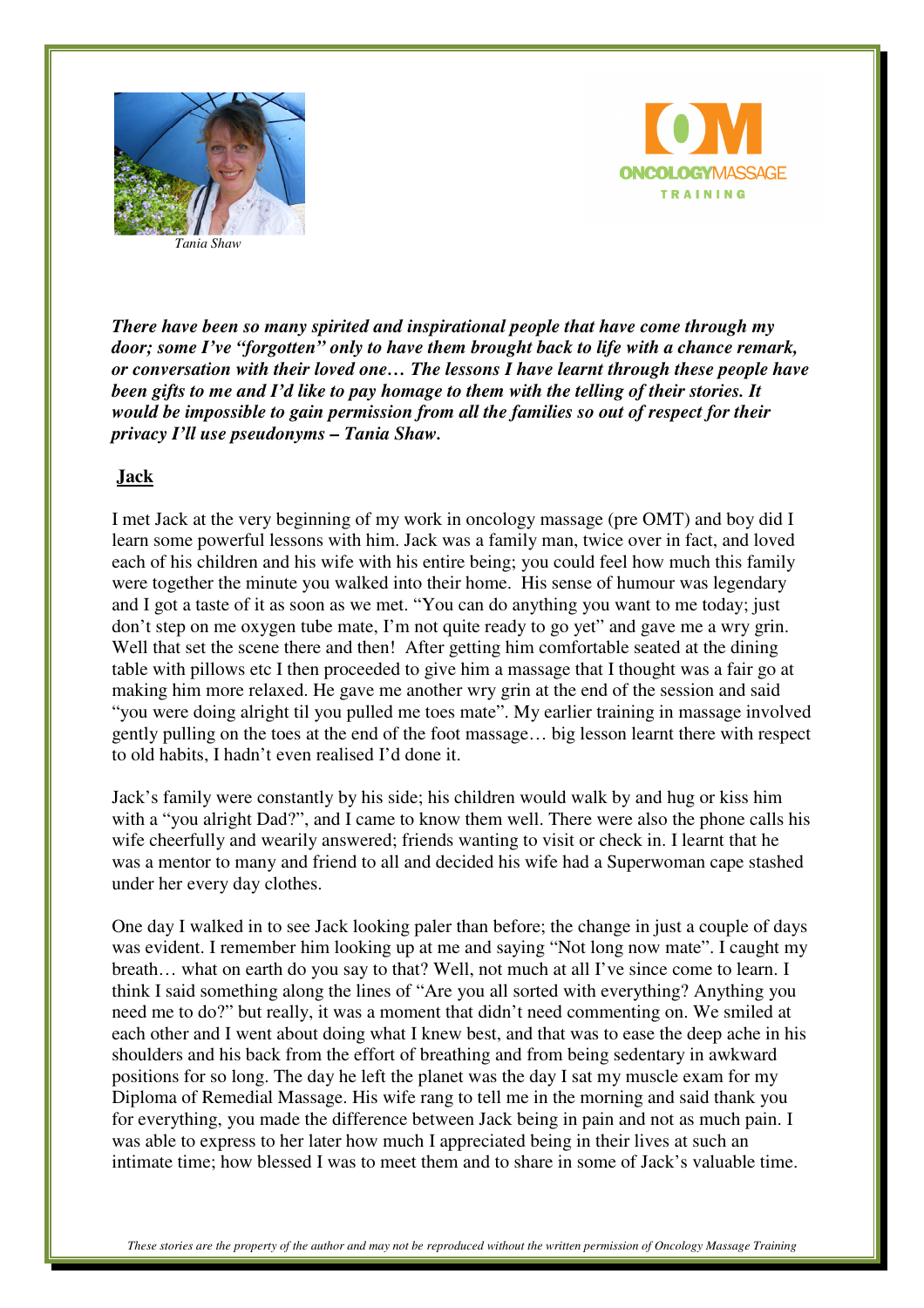Tania Shaw

ONCOLOGYMASSAGE TRAINING

***There have been so many spirited and inspirational people that have come through my door; some I've "forgotten" only to have them brought back to life with a chance remark, or conversation with their loved one… The lessons I have learnt through these people have been gifts to me and I'd like to pay homage to them with the telling of their stories. It would be impossible to gain permission from all the families so out of respect for their privacy I'll use pseudonyms – Tania Shaw.***

## Jack

I met Jack at the very beginning of my work in oncology massage (pre OMT) and boy did I learn some powerful lessons with him. Jack was a family man, twice over in fact, and loved each of his children and his wife with his entire being; you could feel how much this family were together the minute you walked into their home. His sense of humour was legendary and I got a taste of it as soon as we met. "You can do anything you want to me today; just don't step on me oxygen tube mate, I'm not quite ready to go yet" and gave me a wry grin. Well that set the scene there and then! After getting him comfortable seated at the dining table with pillows etc I then proceeded to give him a massage that I thought was a fair go at making him more relaxed. He gave me another wry grin at the end of the session and said "you were doing alright til you pulled me toes mate". My earlier training in massage involved gently pulling on the toes at the end of the foot massage… big lesson learnt there with respect to old habits, I hadn't even realised I'd done it.

Jack's family were constantly by his side; his children would walk by and hug or kiss him with a "you alright Dad?", and I came to know them well. There were also the phone calls his wife cheerfully and wearily answered; friends wanting to visit or check in. I learnt that he was a mentor to many and friend to all and decided his wife had a Superwoman cape stashed under her every day clothes.

One day I walked in to see Jack looking paler than before; the change in just a couple of days was evident. I remember him looking up at me and saying "Not long now mate". I caught my breath… what on earth do you say to that? Well, not much at all I've since come to learn. I think I said something along the lines of "Are you all sorted with everything? Anything you need me to do?" but really, it was a moment that didn't need commenting on. We smiled at each other and I went about doing what I knew best, and that was to ease the deep ache in his shoulders and his back from the effort of breathing and from being sedentary in awkward positions for so long. The day he left the planet was the day I sat my muscle exam for my Diploma of Remedial Massage. His wife rang to tell me in the morning and said thank you for everything, you made the difference between Jack being in pain and not as much pain. I was able to express to her later how much I appreciated being in their lives at such an intimate time; how blessed I was to meet them and to share in some of Jack's valuable time.

*These stories are the property of the author and may not be reproduced without the written permission of Oncology Massage Training*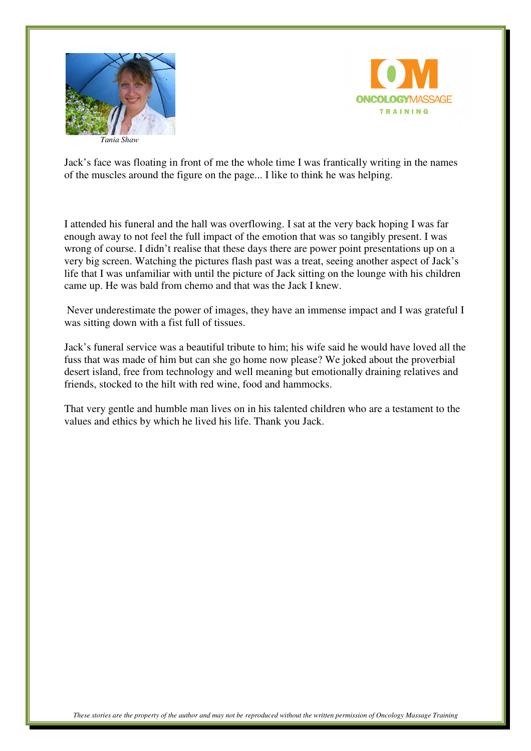*Tania Shaw*

Jack's face was floating in front of me the whole time I was frantically writing in the names of the muscles around the figure on the page... I like to think he was helping.

I attended his funeral and the hall was overflowing. I sat at the very back hoping I was far enough away to not feel the full impact of the emotion that was so tangibly present. I was wrong of course. I didn't realise that these days there are power point presentations up on a very big screen. Watching the pictures flash past was a treat, seeing another aspect of Jack's life that I was unfamiliar with until the picture of Jack sitting on the lounge with his children came up. He was bald from chemo and that was the Jack I knew.

Never underestimate the power of images, they have an immense impact and I was grateful I was sitting down with a fist full of tissues.

Jack's funeral service was a beautiful tribute to him; his wife said he would have loved all the fuss that was made of him but can she go home now please? We joked about the proverbial desert island, free from technology and well meaning but emotionally draining relatives and friends, stocked to the hilt with red wine, food and hammocks.

That very gentle and humble man lives on in his talented children who are a testament to the values and ethics by which he lived his life. Thank you Jack.

*These stories are the property of the author and may not be reproduced without the written permission of Oncology Massage Training*